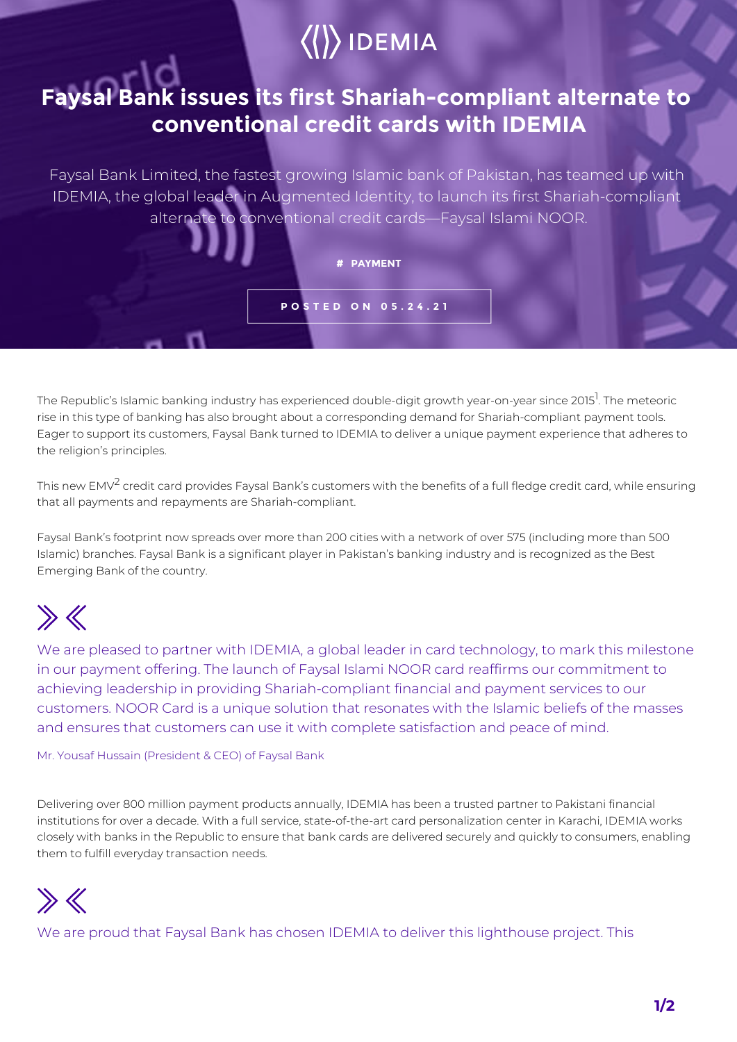IDEMIA

# Faysal Bank issues its first Shariah-compliant alternate to conventional credit cards with IDEMIA

Faysal Bank Limited, the fastest growing Islamic bank of Pakistan, has teamed up with IDEMIA, the global leader in Augmented Identity, to launch its first Shariah-compliant alternate to conventional credit cards—Faysal Islami NOOR.

# PAYMENT

POSTED ON 05.24.21

The Republic's Islamic banking industry has experienced double-digit growth year-on-year since 2015[1]. The meteoric rise in this type of banking has also brought about a corresponding demand for Shariah-compliant payment tools. Eager to support its customers, Faysal Bank turned to IDEMIA to deliver a unique payment experience that adheres to the religion's principles.

This new EMV[2] credit card provides Faysal Bank's customers with the benefits of a full fledge credit card, while ensuring that all payments and repayments are Shariah-compliant.

Faysal Bank's footprint now spreads over more than 200 cities with a network of over 575 (including more than 500 Islamic) branches. Faysal Bank is a significant player in Pakistan's banking industry and is recognized as the Best Emerging Bank of the country.

> We are pleased to partner with IDEMIA, a global leader in card technology, to mark this milestone in our payment offering. The launch of Faysal Islami NOOR card reaffirms our commitment to achieving leadership in providing Shariah-compliant financial and payment services to our customers. NOOR Card is a unique solution that resonates with the Islamic beliefs of the masses and ensures that customers can use it with complete satisfaction and peace of mind.
>
> Mr. Yousaf Hussain (President & CEO) of Faysal Bank

Delivering over 800 million payment products annually, IDEMIA has been a trusted partner to Pakistani financial institutions for over a decade. With a full service, state-of-the-art card personalization center in Karachi, IDEMIA works closely with banks in the Republic to ensure that bank cards are delivered securely and quickly to consumers, enabling them to fulfill everyday transaction needs.

> We are proud that Faysal Bank has chosen IDEMIA to deliver this lighthouse project. This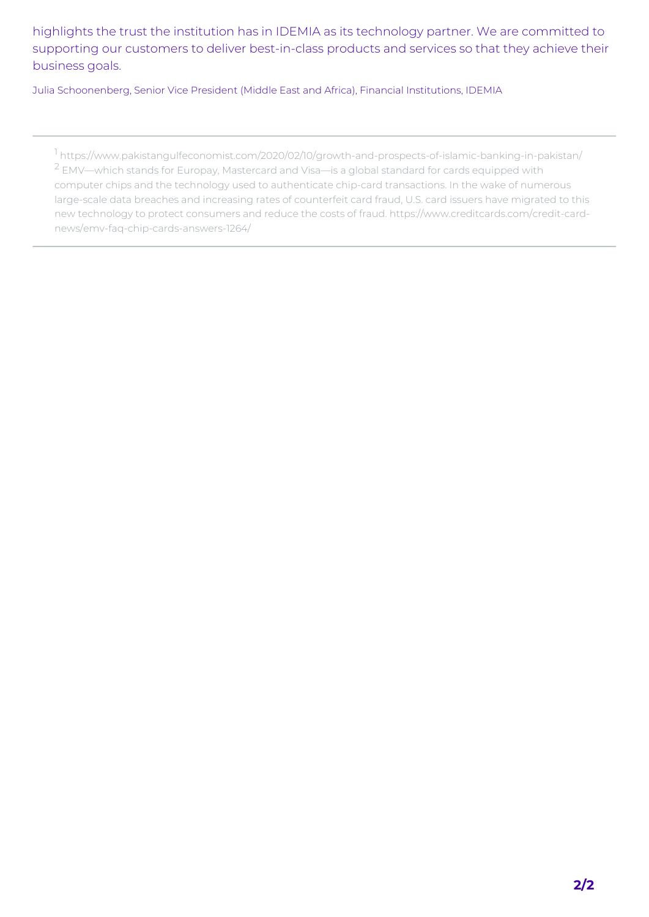highlights the trust the institution has in IDEMIA as its technology partner. We are committed to supporting our customers to deliver best-in-class products and services so that they achieve their business goals.

Julia Schoonenberg, Senior Vice President (Middle East and Africa), Financial Institutions, IDEMIA

---

[1] https://www.pakistangulfeconomist.com/2020/02/10/growth-and-prospects-of-islamic-banking-in-pakistan/

[2] EMV—which stands for Europay, Mastercard and Visa—is a global standard for cards equipped with computer chips and the technology used to authenticate chip-card transactions. In the wake of numerous large-scale data breaches and increasing rates of counterfeit card fraud, U.S. card issuers have migrated to this new technology to protect consumers and reduce the costs of fraud. https://www.creditcards.com/credit-card-news/emv-faq-chip-cards-answers-1264/